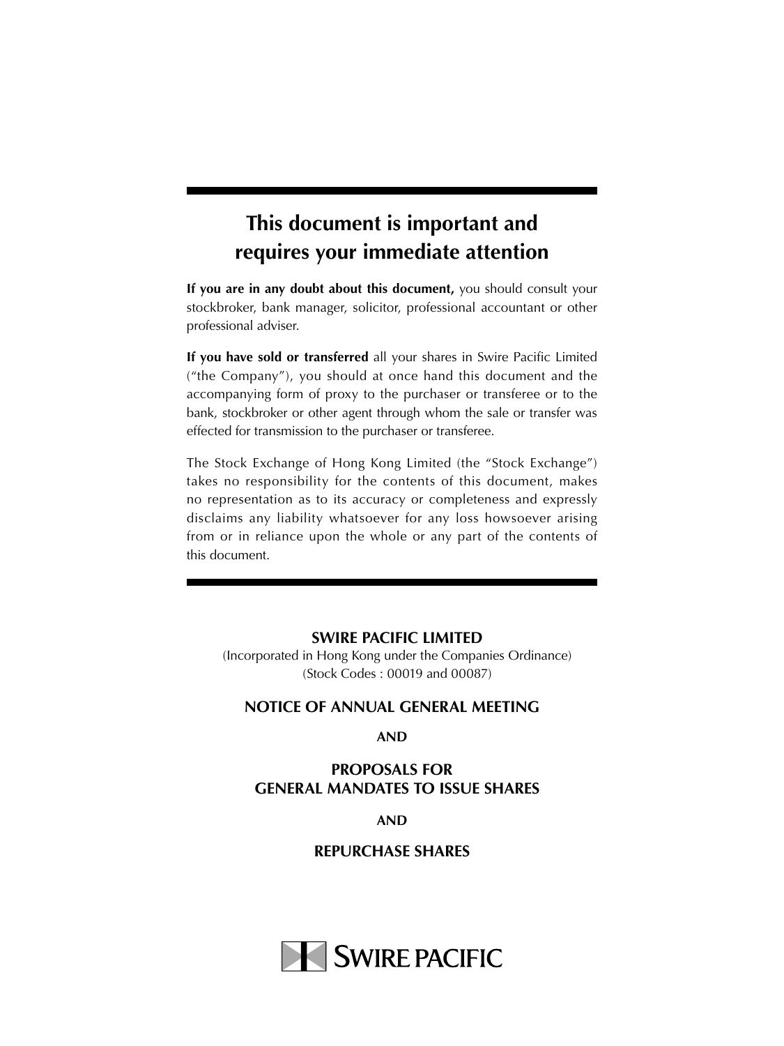# This document is important and requires your immediate attention

**If you are in any doubt about this document,** you should consult your stockbroker, bank manager, solicitor, professional accountant or other professional adviser.

**If you have sold or transferred** all your shares in Swire Pacific Limited ("the Company"), you should at once hand this document and the accompanying form of proxy to the purchaser or transferee or to the bank, stockbroker or other agent through whom the sale or transfer was effected for transmission to the purchaser or transferee.

The Stock Exchange of Hong Kong Limited (the "Stock Exchange") takes no responsibility for the contents of this document, makes no representation as to its accuracy or completeness and expressly disclaims any liability whatsoever for any loss howsoever arising from or in reliance upon the whole or any part of the contents of this document.

**SWIRE PACIFIC LIMITED**

(Incorporated in Hong Kong under the Companies Ordinance)

(Stock Codes : 00019 and 00087)

## NOTICE OF ANNUAL GENERAL MEETING

**AND**

## PROPOSALS FOR GENERAL MANDATES TO ISSUE SHARES

**AND**

## REPURCHASE SHARES

SWIRE PACIFIC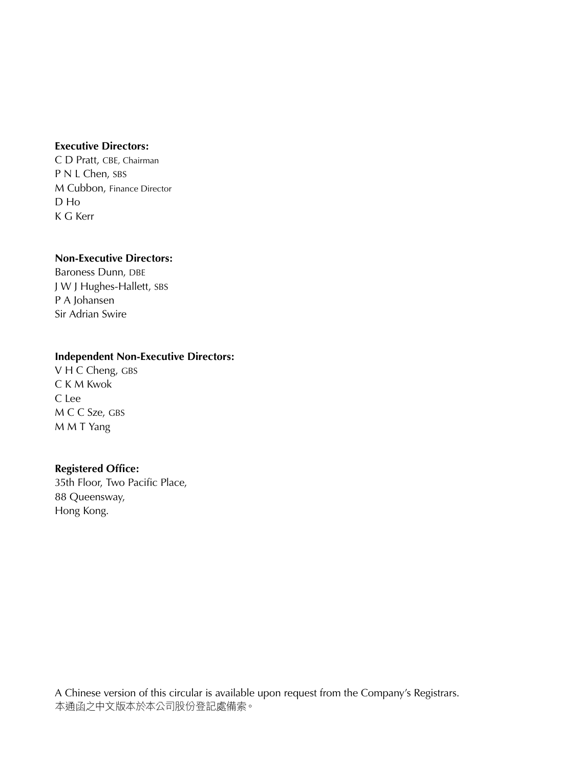**Executive Directors:**
C D Pratt, CBE, Chairman
P N L Chen, SBS
M Cubbon, Finance Director
D Ho
K G Kerr

**Non-Executive Directors:**
Baroness Dunn, DBE
J W J Hughes-Hallett, SBS
P A Johansen
Sir Adrian Swire

**Independent Non-Executive Directors:**
V H C Cheng, GBS
C K M Kwok
C Lee
M C C Sze, GBS
M M T Yang

**Registered Office:**
35th Floor, Two Pacific Place,
88 Queensway,
Hong Kong.

A Chinese version of this circular is available upon request from the Company's Registrars.
本通函之中文版本於本公司股份登記處備索。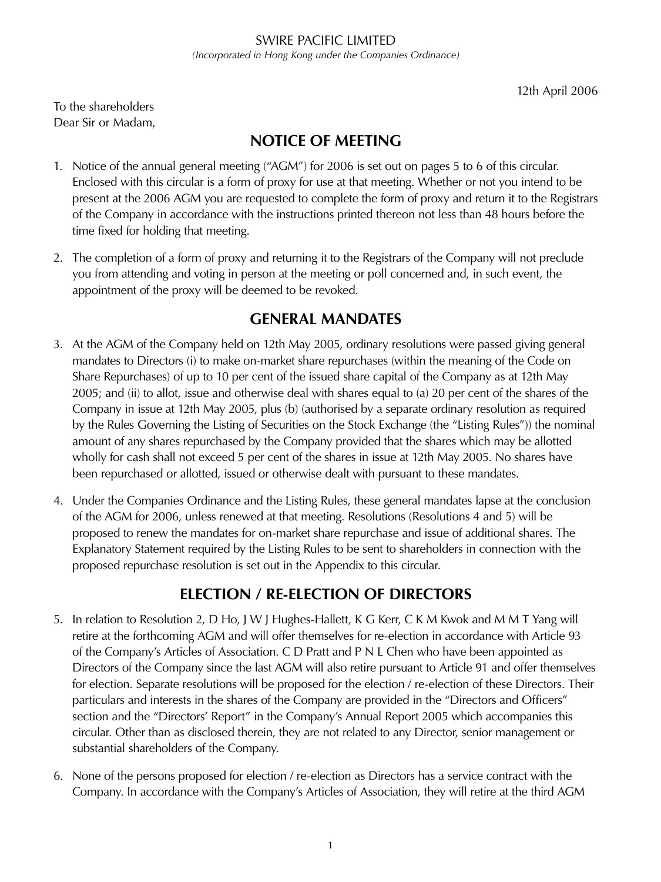SWIRE PACIFIC LIMITED

*(Incorporated in Hong Kong under the Companies Ordinance)*

12th April 2006

To the shareholders
Dear Sir or Madam,

## NOTICE OF MEETING

1. Notice of the annual general meeting ("AGM") for 2006 is set out on pages 5 to 6 of this circular. Enclosed with this circular is a form of proxy for use at that meeting. Whether or not you intend to be present at the 2006 AGM you are requested to complete the form of proxy and return it to the Registrars of the Company in accordance with the instructions printed thereon not less than 48 hours before the time fixed for holding that meeting.

2. The completion of a form of proxy and returning it to the Registrars of the Company will not preclude you from attending and voting in person at the meeting or poll concerned and, in such event, the appointment of the proxy will be deemed to be revoked.

## GENERAL MANDATES

3. At the AGM of the Company held on 12th May 2005, ordinary resolutions were passed giving general mandates to Directors (i) to make on-market share repurchases (within the meaning of the Code on Share Repurchases) of up to 10 per cent of the issued share capital of the Company as at 12th May 2005; and (ii) to allot, issue and otherwise deal with shares equal to (a) 20 per cent of the shares of the Company in issue at 12th May 2005, plus (b) (authorised by a separate ordinary resolution as required by the Rules Governing the Listing of Securities on the Stock Exchange (the "Listing Rules")) the nominal amount of any shares repurchased by the Company provided that the shares which may be allotted wholly for cash shall not exceed 5 per cent of the shares in issue at 12th May 2005. No shares have been repurchased or allotted, issued or otherwise dealt with pursuant to these mandates.

4. Under the Companies Ordinance and the Listing Rules, these general mandates lapse at the conclusion of the AGM for 2006, unless renewed at that meeting. Resolutions (Resolutions 4 and 5) will be proposed to renew the mandates for on-market share repurchase and issue of additional shares. The Explanatory Statement required by the Listing Rules to be sent to shareholders in connection with the proposed repurchase resolution is set out in the Appendix to this circular.

## ELECTION / RE-ELECTION OF DIRECTORS

5. In relation to Resolution 2, D Ho, J W J Hughes-Hallett, K G Kerr, C K M Kwok and M M T Yang will retire at the forthcoming AGM and will offer themselves for re-election in accordance with Article 93 of the Company's Articles of Association. C D Pratt and P N L Chen who have been appointed as Directors of the Company since the last AGM will also retire pursuant to Article 91 and offer themselves for election. Separate resolutions will be proposed for the election / re-election of these Directors. Their particulars and interests in the shares of the Company are provided in the "Directors and Officers" section and the "Directors' Report" in the Company's Annual Report 2005 which accompanies this circular. Other than as disclosed therein, they are not related to any Director, senior management or substantial shareholders of the Company.

6. None of the persons proposed for election / re-election as Directors has a service contract with the Company. In accordance with the Company's Articles of Association, they will retire at the third AGM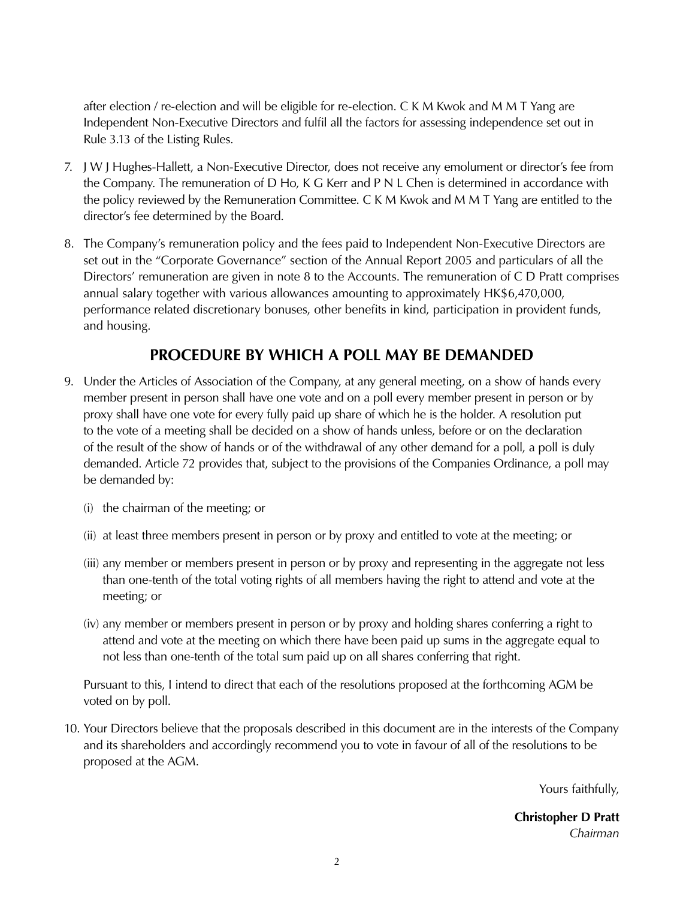after election / re-election and will be eligible for re-election. C K M Kwok and M M T Yang are Independent Non-Executive Directors and fulfil all the factors for assessing independence set out in Rule 3.13 of the Listing Rules.

7. J W J Hughes-Hallett, a Non-Executive Director, does not receive any emolument or director's fee from the Company. The remuneration of D Ho, K G Kerr and P N L Chen is determined in accordance with the policy reviewed by the Remuneration Committee. C K M Kwok and M M T Yang are entitled to the director's fee determined by the Board.

8. The Company's remuneration policy and the fees paid to Independent Non-Executive Directors are set out in the "Corporate Governance" section of the Annual Report 2005 and particulars of all the Directors' remuneration are given in note 8 to the Accounts. The remuneration of C D Pratt comprises annual salary together with various allowances amounting to approximately HK$6,470,000, performance related discretionary bonuses, other benefits in kind, participation in provident funds, and housing.

## PROCEDURE BY WHICH A POLL MAY BE DEMANDED

9. Under the Articles of Association of the Company, at any general meeting, on a show of hands every member present in person shall have one vote and on a poll every member present in person or by proxy shall have one vote for every fully paid up share of which he is the holder. A resolution put to the vote of a meeting shall be decided on a show of hands unless, before or on the declaration of the result of the show of hands or of the withdrawal of any other demand for a poll, a poll is duly demanded. Article 72 provides that, subject to the provisions of the Companies Ordinance, a poll may be demanded by:

   (i) the chairman of the meeting; or

   (ii) at least three members present in person or by proxy and entitled to vote at the meeting; or

   (iii) any member or members present in person or by proxy and representing in the aggregate not less than one-tenth of the total voting rights of all members having the right to attend and vote at the meeting; or

   (iv) any member or members present in person or by proxy and holding shares conferring a right to attend and vote at the meeting on which there have been paid up sums in the aggregate equal to not less than one-tenth of the total sum paid up on all shares conferring that right.

   Pursuant to this, I intend to direct that each of the resolutions proposed at the forthcoming AGM be voted on by poll.

10. Your Directors believe that the proposals described in this document are in the interests of the Company and its shareholders and accordingly recommend you to vote in favour of all of the resolutions to be proposed at the AGM.

Yours faithfully,

**Christopher D Pratt**
*Chairman*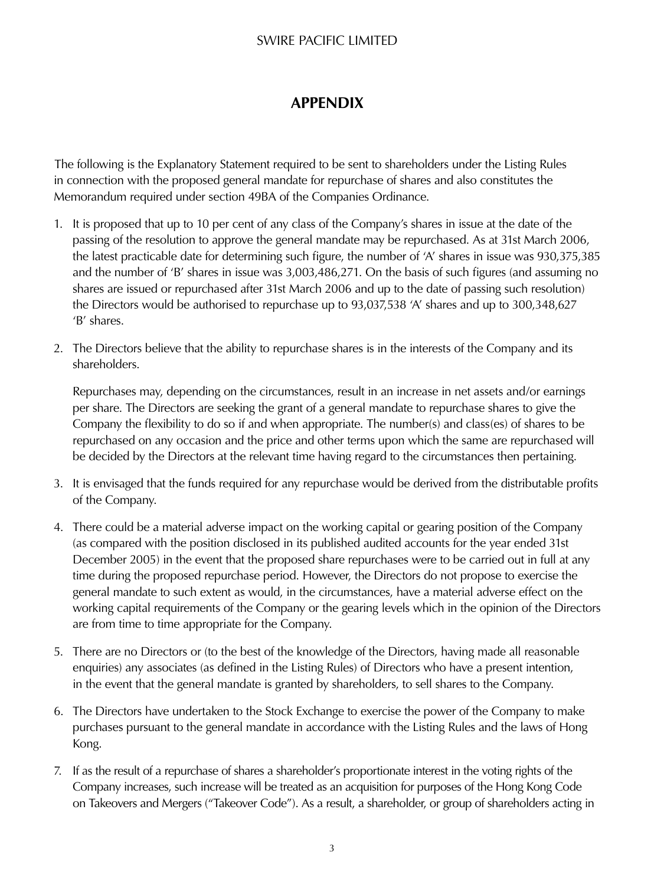# APPENDIX

The following is the Explanatory Statement required to be sent to shareholders under the Listing Rules in connection with the proposed general mandate for repurchase of shares and also constitutes the Memorandum required under section 49BA of the Companies Ordinance.

1. It is proposed that up to 10 per cent of any class of the Company's shares in issue at the date of the passing of the resolution to approve the general mandate may be repurchased. As at 31st March 2006, the latest practicable date for determining such figure, the number of 'A' shares in issue was 930,375,385 and the number of 'B' shares in issue was 3,003,486,271. On the basis of such figures (and assuming no shares are issued or repurchased after 31st March 2006 and up to the date of passing such resolution) the Directors would be authorised to repurchase up to 93,037,538 'A' shares and up to 300,348,627 'B' shares.

2. The Directors believe that the ability to repurchase shares is in the interests of the Company and its shareholders.

   Repurchases may, depending on the circumstances, result in an increase in net assets and/or earnings per share. The Directors are seeking the grant of a general mandate to repurchase shares to give the Company the flexibility to do so if and when appropriate. The number(s) and class(es) of shares to be repurchased on any occasion and the price and other terms upon which the same are repurchased will be decided by the Directors at the relevant time having regard to the circumstances then pertaining.

3. It is envisaged that the funds required for any repurchase would be derived from the distributable profits of the Company.

4. There could be a material adverse impact on the working capital or gearing position of the Company (as compared with the position disclosed in its published audited accounts for the year ended 31st December 2005) in the event that the proposed share repurchases were to be carried out in full at any time during the proposed repurchase period. However, the Directors do not propose to exercise the general mandate to such extent as would, in the circumstances, have a material adverse effect on the working capital requirements of the Company or the gearing levels which in the opinion of the Directors are from time to time appropriate for the Company.

5. There are no Directors or (to the best of the knowledge of the Directors, having made all reasonable enquiries) any associates (as defined in the Listing Rules) of Directors who have a present intention, in the event that the general mandate is granted by shareholders, to sell shares to the Company.

6. The Directors have undertaken to the Stock Exchange to exercise the power of the Company to make purchases pursuant to the general mandate in accordance with the Listing Rules and the laws of Hong Kong.

7. If as the result of a repurchase of shares a shareholder's proportionate interest in the voting rights of the Company increases, such increase will be treated as an acquisition for purposes of the Hong Kong Code on Takeovers and Mergers ("Takeover Code"). As a result, a shareholder, or group of shareholders acting in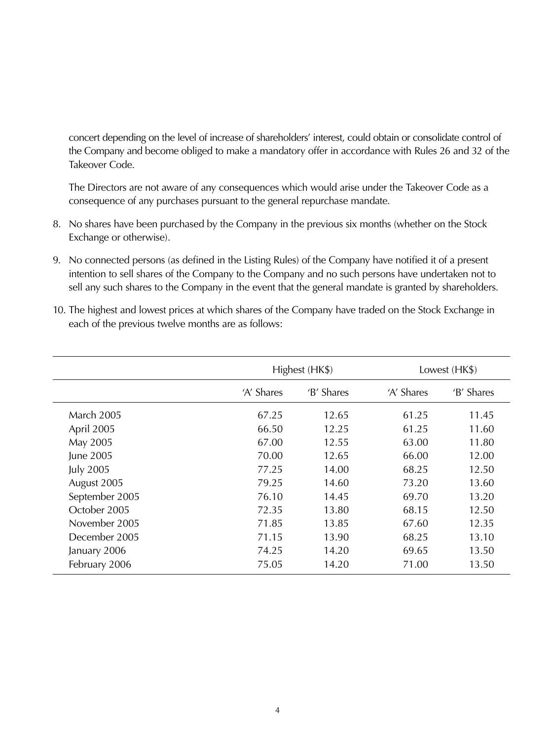concert depending on the level of increase of shareholders' interest, could obtain or consolidate control of the Company and become obliged to make a mandatory offer in accordance with Rules 26 and 32 of the Takeover Code.

The Directors are not aware of any consequences which would arise under the Takeover Code as a consequence of any purchases pursuant to the general repurchase mandate.

8. No shares have been purchased by the Company in the previous six months (whether on the Stock Exchange or otherwise).

9. No connected persons (as defined in the Listing Rules) of the Company have notified it of a present intention to sell shares of the Company to the Company and no such persons have undertaken not to sell any such shares to the Company in the event that the general mandate is granted by shareholders.

10. The highest and lowest prices at which shares of the Company have traded on the Stock Exchange in each of the previous twelve months are as follows:

| | Highest (HK$) | | Lowest (HK$) | |
|---|---|---|---|---|
| | 'A' Shares | 'B' Shares | 'A' Shares | 'B' Shares |
| March 2005 | 67.25 | 12.65 | 61.25 | 11.45 |
| April 2005 | 66.50 | 12.25 | 61.25 | 11.60 |
| May 2005 | 67.00 | 12.55 | 63.00 | 11.80 |
| June 2005 | 70.00 | 12.65 | 66.00 | 12.00 |
| July 2005 | 77.25 | 14.00 | 68.25 | 12.50 |
| August 2005 | 79.25 | 14.60 | 73.20 | 13.60 |
| September 2005 | 76.10 | 14.45 | 69.70 | 13.20 |
| October 2005 | 72.35 | 13.80 | 68.15 | 12.50 |
| November 2005 | 71.85 | 13.85 | 67.60 | 12.35 |
| December 2005 | 71.15 | 13.90 | 68.25 | 13.10 |
| January 2006 | 74.25 | 14.20 | 69.65 | 13.50 |
| February 2006 | 75.05 | 14.20 | 71.00 | 13.50 |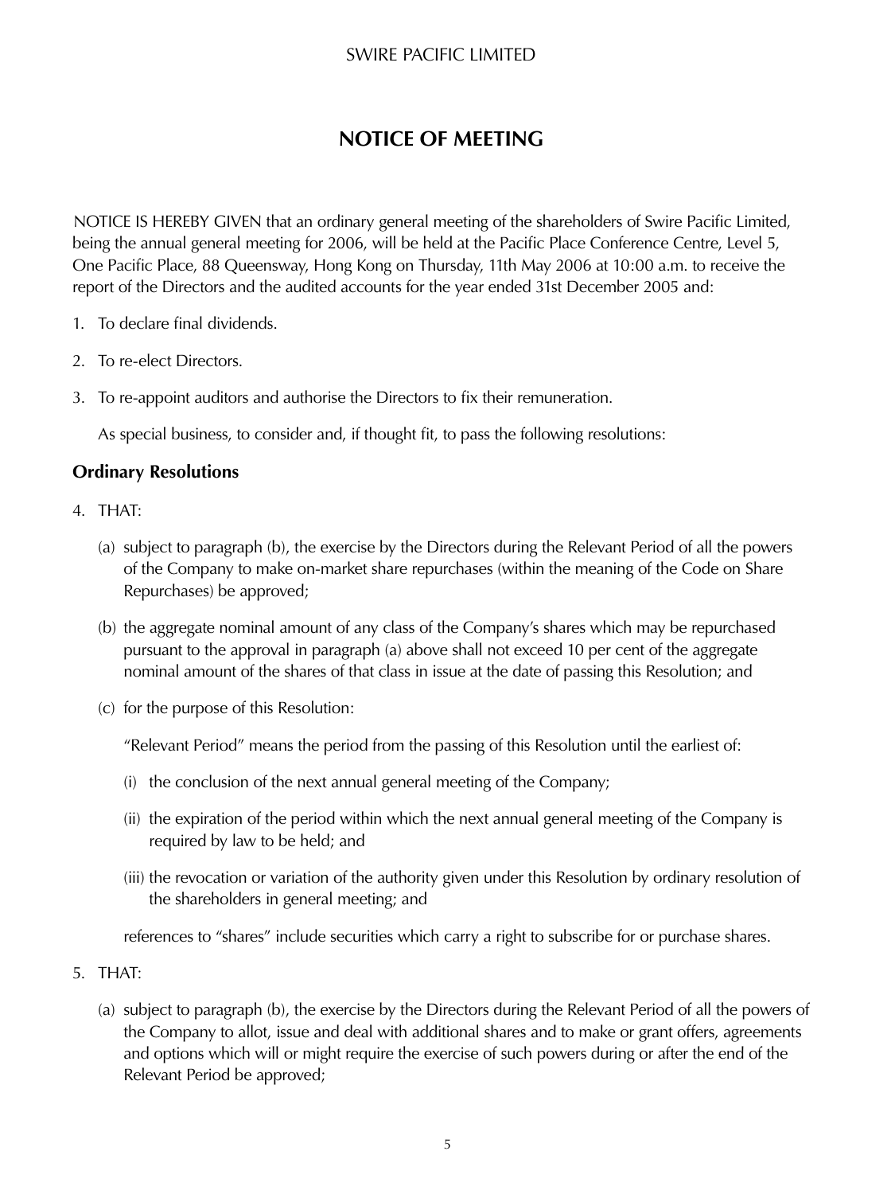SWIRE PACIFIC LIMITED

# NOTICE OF MEETING

NOTICE IS HEREBY GIVEN that an ordinary general meeting of the shareholders of Swire Pacific Limited, being the annual general meeting for 2006, will be held at the Pacific Place Conference Centre, Level 5, One Pacific Place, 88 Queensway, Hong Kong on Thursday, 11th May 2006 at 10:00 a.m. to receive the report of the Directors and the audited accounts for the year ended 31st December 2005 and:

1. To declare final dividends.
2. To re-elect Directors.
3. To re-appoint auditors and authorise the Directors to fix their remuneration.

   As special business, to consider and, if thought fit, to pass the following resolutions:

## Ordinary Resolutions

4. THAT:

   (a) subject to paragraph (b), the exercise by the Directors during the Relevant Period of all the powers of the Company to make on-market share repurchases (within the meaning of the Code on Share Repurchases) be approved;

   (b) the aggregate nominal amount of any class of the Company's shares which may be repurchased pursuant to the approval in paragraph (a) above shall not exceed 10 per cent of the aggregate nominal amount of the shares of that class in issue at the date of passing this Resolution; and

   (c) for the purpose of this Resolution:

   "Relevant Period" means the period from the passing of this Resolution until the earliest of:

   (i) the conclusion of the next annual general meeting of the Company;

   (ii) the expiration of the period within which the next annual general meeting of the Company is required by law to be held; and

   (iii) the revocation or variation of the authority given under this Resolution by ordinary resolution of the shareholders in general meeting; and

   references to "shares" include securities which carry a right to subscribe for or purchase shares.

5. THAT:

   (a) subject to paragraph (b), the exercise by the Directors during the Relevant Period of all the powers of the Company to allot, issue and deal with additional shares and to make or grant offers, agreements and options which will or might require the exercise of such powers during or after the end of the Relevant Period be approved;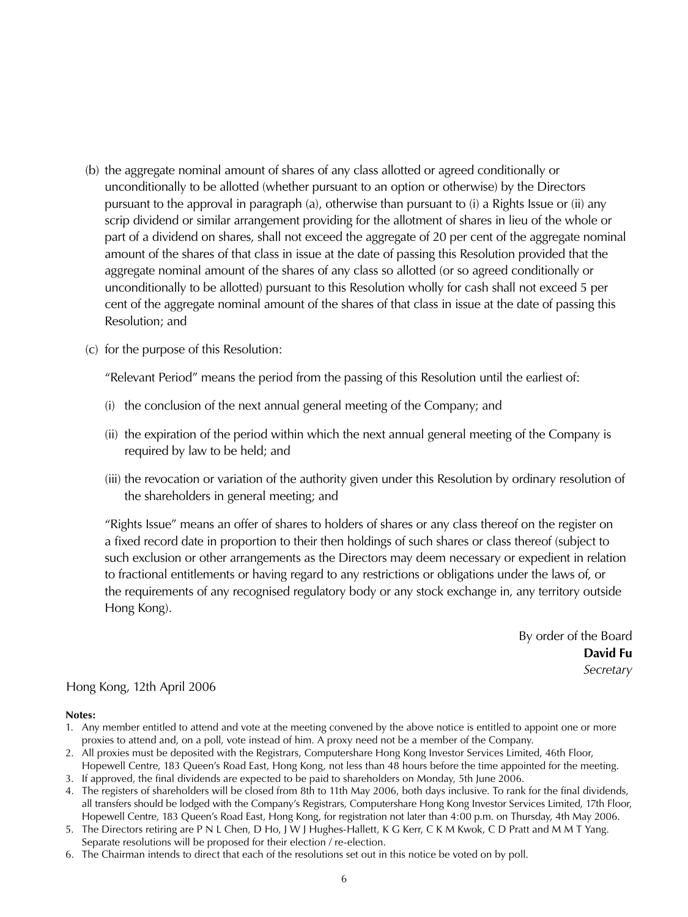(b) the aggregate nominal amount of shares of any class allotted or agreed conditionally or unconditionally to be allotted (whether pursuant to an option or otherwise) by the Directors pursuant to the approval in paragraph (a), otherwise than pursuant to (i) a Rights Issue or (ii) any scrip dividend or similar arrangement providing for the allotment of shares in lieu of the whole or part of a dividend on shares, shall not exceed the aggregate of 20 per cent of the aggregate nominal amount of the shares of that class in issue at the date of passing this Resolution provided that the aggregate nominal amount of the shares of any class so allotted (or so agreed conditionally or unconditionally to be allotted) pursuant to this Resolution wholly for cash shall not exceed 5 per cent of the aggregate nominal amount of the shares of that class in issue at the date of passing this Resolution; and

(c) for the purpose of this Resolution:

"Relevant Period" means the period from the passing of this Resolution until the earliest of:

(i) the conclusion of the next annual general meeting of the Company; and

(ii) the expiration of the period within which the next annual general meeting of the Company is required by law to be held; and

(iii) the revocation or variation of the authority given under this Resolution by ordinary resolution of the shareholders in general meeting; and

"Rights Issue" means an offer of shares to holders of shares or any class thereof on the register on a fixed record date in proportion to their then holdings of such shares or class thereof (subject to such exclusion or other arrangements as the Directors may deem necessary or expedient in relation to fractional entitlements or having regard to any restrictions or obligations under the laws of, or the requirements of any recognised regulatory body or any stock exchange in, any territory outside Hong Kong).

By order of the Board
**David Fu**
*Secretary*

Hong Kong, 12th April 2006

**Notes:**

1. Any member entitled to attend and vote at the meeting convened by the above notice is entitled to appoint one or more proxies to attend and, on a poll, vote instead of him. A proxy need not be a member of the Company.
2. All proxies must be deposited with the Registrars, Computershare Hong Kong Investor Services Limited, 46th Floor, Hopewell Centre, 183 Queen's Road East, Hong Kong, not less than 48 hours before the time appointed for the meeting.
3. If approved, the final dividends are expected to be paid to shareholders on Monday, 5th June 2006.
4. The registers of shareholders will be closed from 8th to 11th May 2006, both days inclusive. To rank for the final dividends, all transfers should be lodged with the Company's Registrars, Computershare Hong Kong Investor Services Limited, 17th Floor, Hopewell Centre, 183 Queen's Road East, Hong Kong, for registration not later than 4:00 p.m. on Thursday, 4th May 2006.
5. The Directors retiring are P N L Chen, D Ho, J W J Hughes-Hallett, K G Kerr, C K M Kwok, C D Pratt and M M T Yang. Separate resolutions will be proposed for their election / re-election.
6. The Chairman intends to direct that each of the resolutions set out in this notice be voted on by poll.